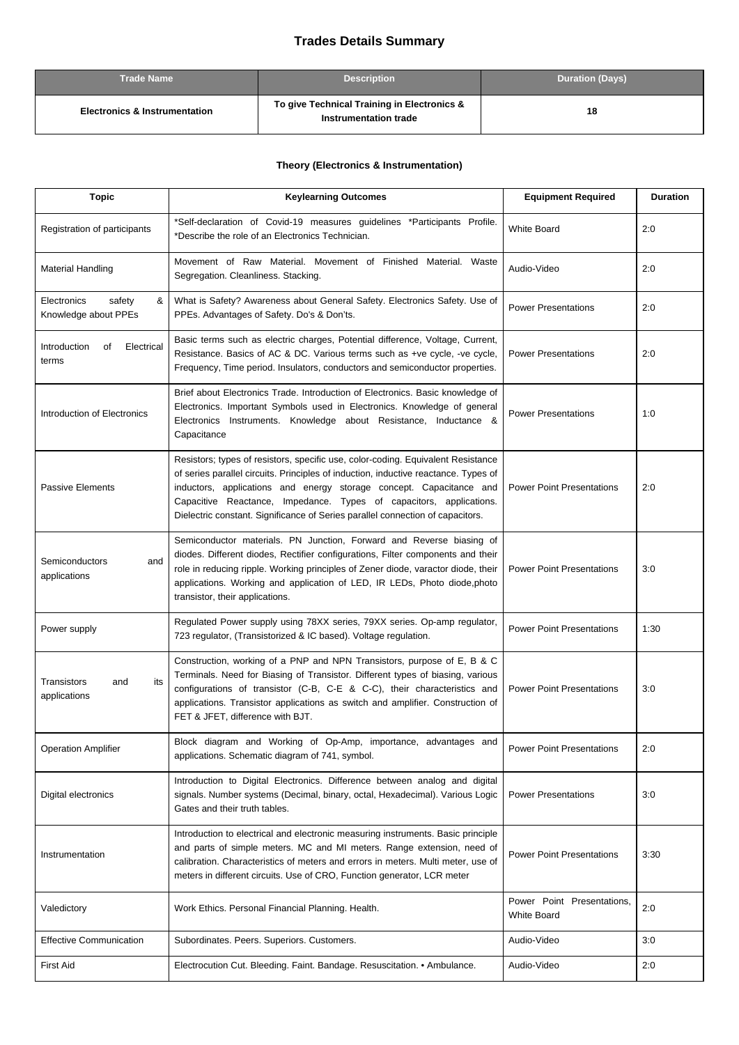# Trades Details Summary

| Trade Name | Description | Duration (Days) |
|---|---|---|
| **Electronics & Instrumentation** | **To give Technical Training in Electronics & Instrumentation trade** | **18** |

## Theory (Electronics & Instrumentation)

| Topic | Keylearning Outcomes | Equipment Required | Duration |
|---|---|---|---|
| Registration of participants | *Self-declaration of Covid-19 measures guidelines *Participants Profile. *Describe the role of an Electronics Technician. | White Board | 2:0 |
| Material Handling | Movement of Raw Material. Movement of Finished Material. Waste Segregation. Cleanliness. Stacking. | Audio-Video | 2:0 |
| Electronics safety & Knowledge about PPEs | What is Safety? Awareness about General Safety. Electronics Safety. Use of PPEs. Advantages of Safety. Do's & Don'ts. | Power Presentations | 2:0 |
| Introduction of Electrical terms | Basic terms such as electric charges, Potential difference, Voltage, Current, Resistance. Basics of AC & DC. Various terms such as +ve cycle, -ve cycle, Frequency, Time period. Insulators, conductors and semiconductor properties. | Power Presentations | 2:0 |
| Introduction of Electronics | Brief about Electronics Trade. Introduction of Electronics. Basic knowledge of Electronics. Important Symbols used in Electronics. Knowledge of general Electronics Instruments. Knowledge about Resistance, Inductance & Capacitance | Power Presentations | 1:0 |
| Passive Elements | Resistors; types of resistors, specific use, color-coding. Equivalent Resistance of series parallel circuits. Principles of induction, inductive reactance. Types of inductors, applications and energy storage concept. Capacitance and Capacitive Reactance, Impedance. Types of capacitors, applications. Dielectric constant. Significance of Series parallel connection of capacitors. | Power Point Presentations | 2:0 |
| Semiconductors and applications | Semiconductor materials. PN Junction, Forward and Reverse biasing of diodes. Different diodes, Rectifier configurations, Filter components and their role in reducing ripple. Working principles of Zener diode, varactor diode, their applications. Working and application of LED, IR LEDs, Photo diode,photo transistor, their applications. | Power Point Presentations | 3:0 |
| Power supply | Regulated Power supply using 78XX series, 79XX series. Op-amp regulator, 723 regulator, (Transistorized & IC based). Voltage regulation. | Power Point Presentations | 1:30 |
| Transistors and its applications | Construction, working of a PNP and NPN Transistors, purpose of E, B & C Terminals. Need for Biasing of Transistor. Different types of biasing, various configurations of transistor (C-B, C-E & C-C), their characteristics and applications. Transistor applications as switch and amplifier. Construction of FET & JFET, difference with BJT. | Power Point Presentations | 3:0 |
| Operation Amplifier | Block diagram and Working of Op-Amp, importance, advantages and applications. Schematic diagram of 741, symbol. | Power Point Presentations | 2:0 |
| Digital electronics | Introduction to Digital Electronics. Difference between analog and digital signals. Number systems (Decimal, binary, octal, Hexadecimal). Various Logic Gates and their truth tables. | Power Presentations | 3:0 |
| Instrumentation | Introduction to electrical and electronic measuring instruments. Basic principle and parts of simple meters. MC and MI meters. Range extension, need of calibration. Characteristics of meters and errors in meters. Multi meter, use of meters in different circuits. Use of CRO, Function generator, LCR meter | Power Point Presentations | 3:30 |
| Valedictory | Work Ethics. Personal Financial Planning. Health. | Power Point Presentations, White Board | 2:0 |
| Effective Communication | Subordinates. Peers. Superiors. Customers. | Audio-Video | 3:0 |
| First Aid | Electrocution Cut. Bleeding. Faint. Bandage. Resuscitation. • Ambulance. | Audio-Video | 2:0 |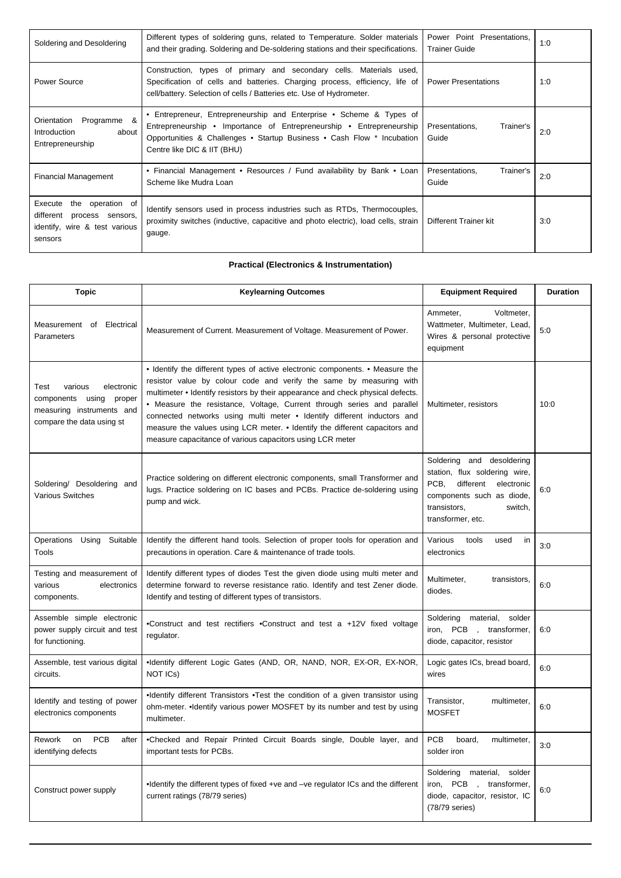| | | | |
|---|---|---|---|
| Soldering and Desoldering | Different types of soldering guns, related to Temperature. Solder materials and their grading. Soldering and De-soldering stations and their specifications. | Power Point Presentations, Trainer Guide | 1:0 |
| Power Source | Construction, types of primary and secondary cells. Materials used, Specification of cells and batteries. Charging process, efficiency, life of cell/battery. Selection of cells / Batteries etc. Use of Hydrometer. | Power Presentations | 1:0 |
| Orientation Programme & Introduction about Entrepreneurship | • Entrepreneur, Entrepreneurship and Enterprise • Scheme & Types of Entrepreneurship • Importance of Entrepreneurship • Entrepreneurship Opportunities & Challenges • Startup Business • Cash Flow * Incubation Centre like DIC & IIT (BHU) | Presentations, Trainer's Guide | 2:0 |
| Financial Management | • Financial Management • Resources / Fund availability by Bank • Loan Scheme like Mudra Loan | Presentations, Trainer's Guide | 2:0 |
| Execute the operation of different process sensors, identify, wire & test various sensors | Identify sensors used in process industries such as RTDs, Thermocouples, proximity switches (inductive, capacitive and photo electric), load cells, strain gauge. | Different Trainer kit | 3:0 |

**Practical (Electronics & Instrumentation)**

| Topic | Keylearning Outcomes | Equipment Required | Duration |
|---|---|---|---|
| Measurement of Electrical Parameters | Measurement of Current. Measurement of Voltage. Measurement of Power. | Ammeter, Voltmeter, Wattmeter, Multimeter, Lead, Wires & personal protective equipment | 5:0 |
| Test various electronic components using proper measuring instruments and compare the data using st | • Identify the different types of active electronic components. • Measure the resistor value by colour code and verify the same by measuring with multimeter • Identify resistors by their appearance and check physical defects. • Measure the resistance, Voltage, Current through series and parallel connected networks using multi meter • Identify different inductors and measure the values using LCR meter. • Identify the different capacitors and measure capacitance of various capacitors using LCR meter | Multimeter, resistors | 10:0 |
| Soldering/ Desoldering and Various Switches | Practice soldering on different electronic components, small Transformer and lugs. Practice soldering on IC bases and PCBs. Practice de-soldering using pump and wick. | Soldering and desoldering station, flux soldering wire, PCB, different electronic components such as diode, transistors, switch, transformer, etc. | 6:0 |
| Operations Using Suitable Tools | Identify the different hand tools. Selection of proper tools for operation and precautions in operation. Care & maintenance of trade tools. | Various tools used in electronics | 3:0 |
| Testing and measurement of various electronics components. | Identify different types of diodes Test the given diode using multi meter and determine forward to reverse resistance ratio. Identify and test Zener diode. Identify and testing of different types of transistors. | Multimeter, transistors, diodes. | 6:0 |
| Assemble simple electronic power supply circuit and test for functioning. | •Construct and test rectifiers •Construct and test a +12V fixed voltage regulator. | Soldering material, solder iron, PCB , transformer, diode, capacitor, resistor | 6:0 |
| Assemble, test various digital circuits. | •Identify different Logic Gates (AND, OR, NAND, NOR, EX-OR, EX-NOR, NOT ICs) | Logic gates ICs, bread board, wires | 6:0 |
| Identify and testing of power electronics components | •Identify different Transistors •Test the condition of a given transistor using ohm-meter. •Identify various power MOSFET by its number and test by using multimeter. | Transistor, multimeter, MOSFET | 6:0 |
| Rework on PCB after identifying defects | •Checked and Repair Printed Circuit Boards single, Double layer, and important tests for PCBs. | PCB board, multimeter, solder iron | 3:0 |
| Construct power supply | •Identify the different types of fixed +ve and –ve regulator ICs and the different current ratings (78/79 series) | Soldering material, solder iron, PCB , transformer, diode, capacitor, resistor, IC (78/79 series) | 6:0 |